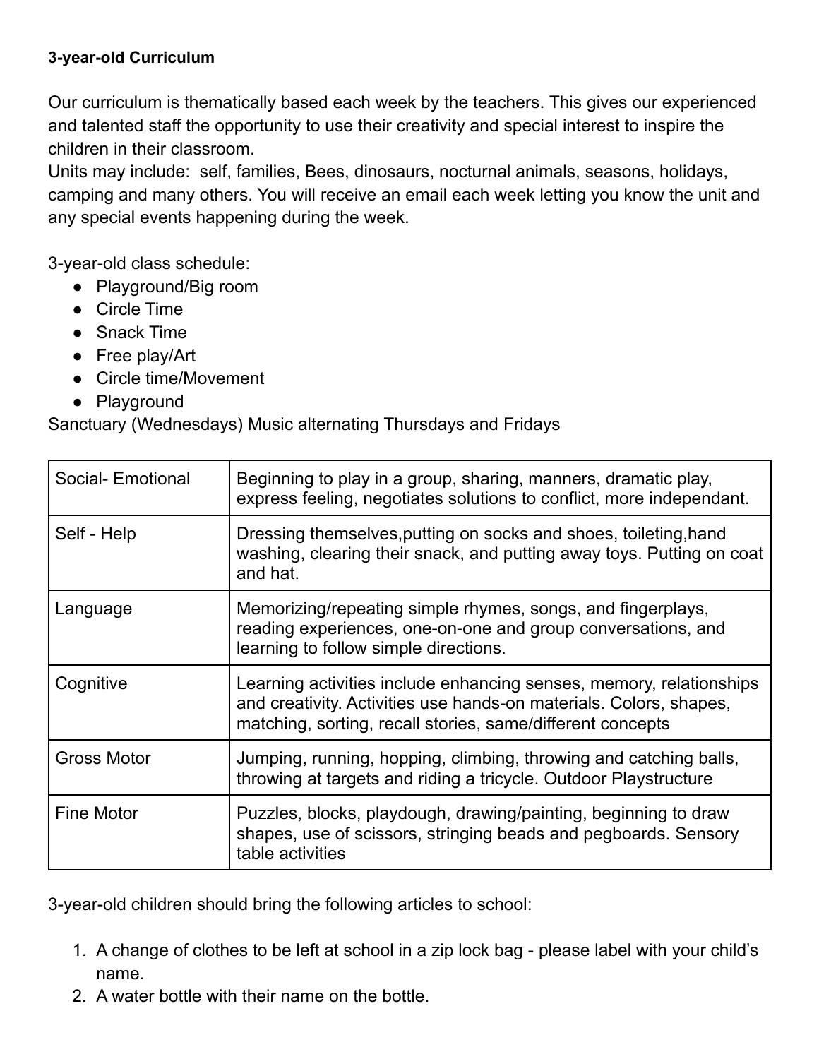**3-year-old Curriculum**

Our curriculum is thematically based each week by the teachers. This gives our experienced and talented staff the opportunity to use their creativity and special interest to inspire the children in their classroom.
Units may include: self, families, Bees, dinosaurs, nocturnal animals, seasons, holidays, camping and many others. You will receive an email each week letting you know the unit and any special events happening during the week.

3-year-old class schedule:

- Playground/Big room
- Circle Time
- Snack Time
- Free play/Art
- Circle time/Movement
- Playground

Sanctuary (Wednesdays) Music alternating Thursdays and Fridays

| | |
|---|---|
| Social- Emotional | Beginning to play in a group, sharing, manners, dramatic play, express feeling, negotiates solutions to conflict, more independant. |
| Self - Help | Dressing themselves,putting on socks and shoes, toileting,hand washing, clearing their snack, and putting away toys. Putting on coat and hat. |
| Language | Memorizing/repeating simple rhymes, songs, and fingerplays, reading experiences, one-on-one and group conversations, and learning to follow simple directions. |
| Cognitive | Learning activities include enhancing senses, memory, relationships and creativity. Activities use hands-on materials. Colors, shapes, matching, sorting, recall stories, same/different concepts |
| Gross Motor | Jumping, running, hopping, climbing, throwing and catching balls, throwing at targets and riding a tricycle. Outdoor Playstructure |
| Fine Motor | Puzzles, blocks, playdough, drawing/painting, beginning to draw shapes, use of scissors, stringing beads and pegboards. Sensory table activities |

3-year-old children should bring the following articles to school:

1. A change of clothes to be left at school in a zip lock bag - please label with your child's name.
2. A water bottle with their name on the bottle.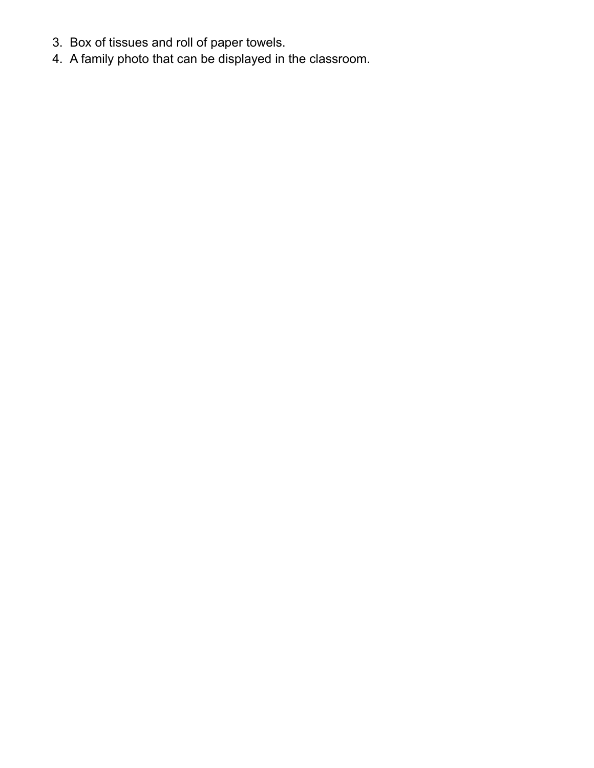3. Box of tissues and roll of paper towels.
4. A family photo that can be displayed in the classroom.